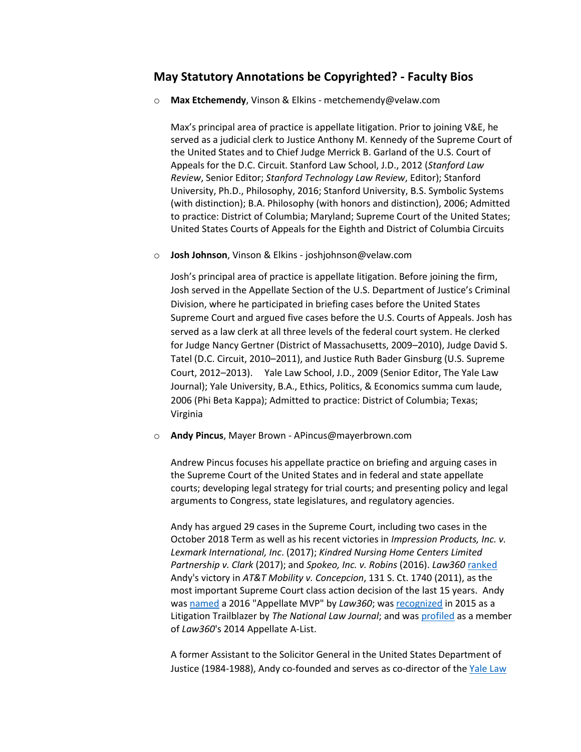## May Statutory Annotations be Copyrighted? - Faculty Bios

- **Max Etchemendy**, Vinson & Elkins - metchemendy@velaw.com

  Max's principal area of practice is appellate litigation. Prior to joining V&E, he served as a judicial clerk to Justice Anthony M. Kennedy of the Supreme Court of the United States and to Chief Judge Merrick B. Garland of the U.S. Court of Appeals for the D.C. Circuit. Stanford Law School, J.D., 2012 (*Stanford Law Review*, Senior Editor; *Stanford Technology Law Review*, Editor); Stanford University, Ph.D., Philosophy, 2016; Stanford University, B.S. Symbolic Systems (with distinction); B.A. Philosophy (with honors and distinction), 2006; Admitted to practice: District of Columbia; Maryland; Supreme Court of the United States; United States Courts of Appeals for the Eighth and District of Columbia Circuits

- **Josh Johnson**, Vinson & Elkins - joshjohnson@velaw.com

  Josh's principal area of practice is appellate litigation. Before joining the firm, Josh served in the Appellate Section of the U.S. Department of Justice's Criminal Division, where he participated in briefing cases before the United States Supreme Court and argued five cases before the U.S. Courts of Appeals. Josh has served as a law clerk at all three levels of the federal court system. He clerked for Judge Nancy Gertner (District of Massachusetts, 2009–2010), Judge David S. Tatel (D.C. Circuit, 2010–2011), and Justice Ruth Bader Ginsburg (U.S. Supreme Court, 2012–2013). Yale Law School, J.D., 2009 (Senior Editor, The Yale Law Journal); Yale University, B.A., Ethics, Politics, & Economics summa cum laude, 2006 (Phi Beta Kappa); Admitted to practice: District of Columbia; Texas; Virginia

- **Andy Pincus**, Mayer Brown - APincus@mayerbrown.com

  Andrew Pincus focuses his appellate practice on briefing and arguing cases in the Supreme Court of the United States and in federal and state appellate courts; developing legal strategy for trial courts; and presenting policy and legal arguments to Congress, state legislatures, and regulatory agencies.

  Andy has argued 29 cases in the Supreme Court, including two cases in the October 2018 Term as well as his recent victories in *Impression Products, Inc. v. Lexmark International, Inc*. (2017); *Kindred Nursing Home Centers Limited Partnership v. Clark* (2017); and *Spokeo, Inc. v. Robins* (2016). *Law360* ranked Andy's victory in *AT&T Mobility v. Concepcion*, 131 S. Ct. 1740 (2011), as the most important Supreme Court class action decision of the last 15 years. Andy was named a 2016 "Appellate MVP" by *Law360*; was recognized in 2015 as a Litigation Trailblazer by *The National Law Journal*; and was profiled as a member of *Law360*'s 2014 Appellate A-List.

  A former Assistant to the Solicitor General in the United States Department of Justice (1984-1988), Andy co-founded and serves as co-director of the Yale Law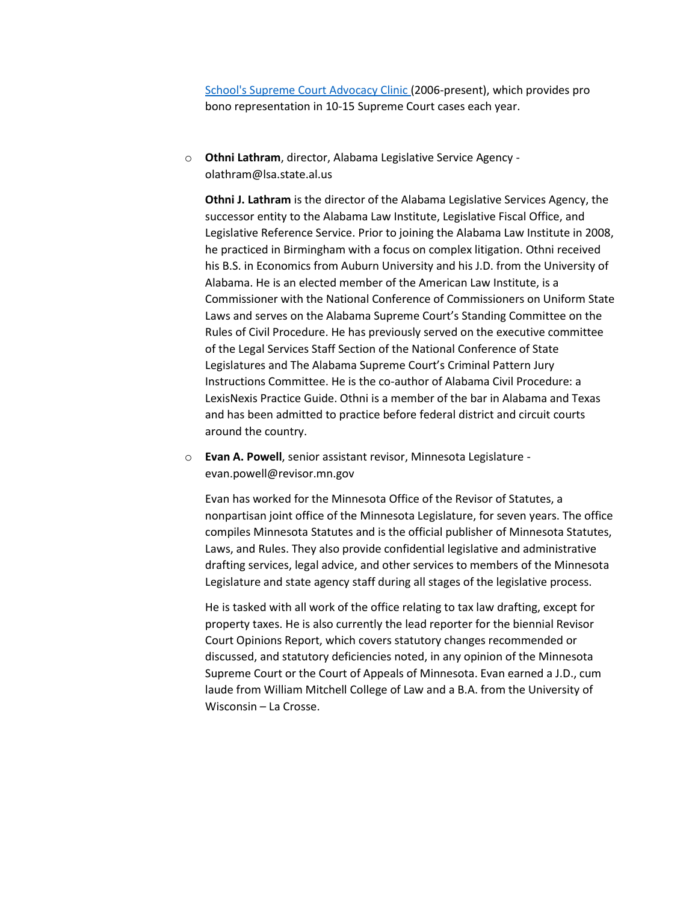[School's Supreme Court Advocacy Clinic ](2006-present), which provides pro bono representation in 10-15 Supreme Court cases each year.

- **Othni Lathram**, director, Alabama Legislative Service Agency - olathram@lsa.state.al.us

  **Othni J. Lathram** is the director of the Alabama Legislative Services Agency, the successor entity to the Alabama Law Institute, Legislative Fiscal Office, and Legislative Reference Service. Prior to joining the Alabama Law Institute in 2008, he practiced in Birmingham with a focus on complex litigation. Othni received his B.S. in Economics from Auburn University and his J.D. from the University of Alabama. He is an elected member of the American Law Institute, is a Commissioner with the National Conference of Commissioners on Uniform State Laws and serves on the Alabama Supreme Court's Standing Committee on the Rules of Civil Procedure. He has previously served on the executive committee of the Legal Services Staff Section of the National Conference of State Legislatures and The Alabama Supreme Court's Criminal Pattern Jury Instructions Committee. He is the co-author of Alabama Civil Procedure: a LexisNexis Practice Guide. Othni is a member of the bar in Alabama and Texas and has been admitted to practice before federal district and circuit courts around the country.

- **Evan A. Powell**, senior assistant revisor, Minnesota Legislature - evan.powell@revisor.mn.gov

  Evan has worked for the Minnesota Office of the Revisor of Statutes, a nonpartisan joint office of the Minnesota Legislature, for seven years. The office compiles Minnesota Statutes and is the official publisher of Minnesota Statutes, Laws, and Rules. They also provide confidential legislative and administrative drafting services, legal advice, and other services to members of the Minnesota Legislature and state agency staff during all stages of the legislative process.

  He is tasked with all work of the office relating to tax law drafting, except for property taxes. He is also currently the lead reporter for the biennial Revisor Court Opinions Report, which covers statutory changes recommended or discussed, and statutory deficiencies noted, in any opinion of the Minnesota Supreme Court or the Court of Appeals of Minnesota. Evan earned a J.D., cum laude from William Mitchell College of Law and a B.A. from the University of Wisconsin – La Crosse.